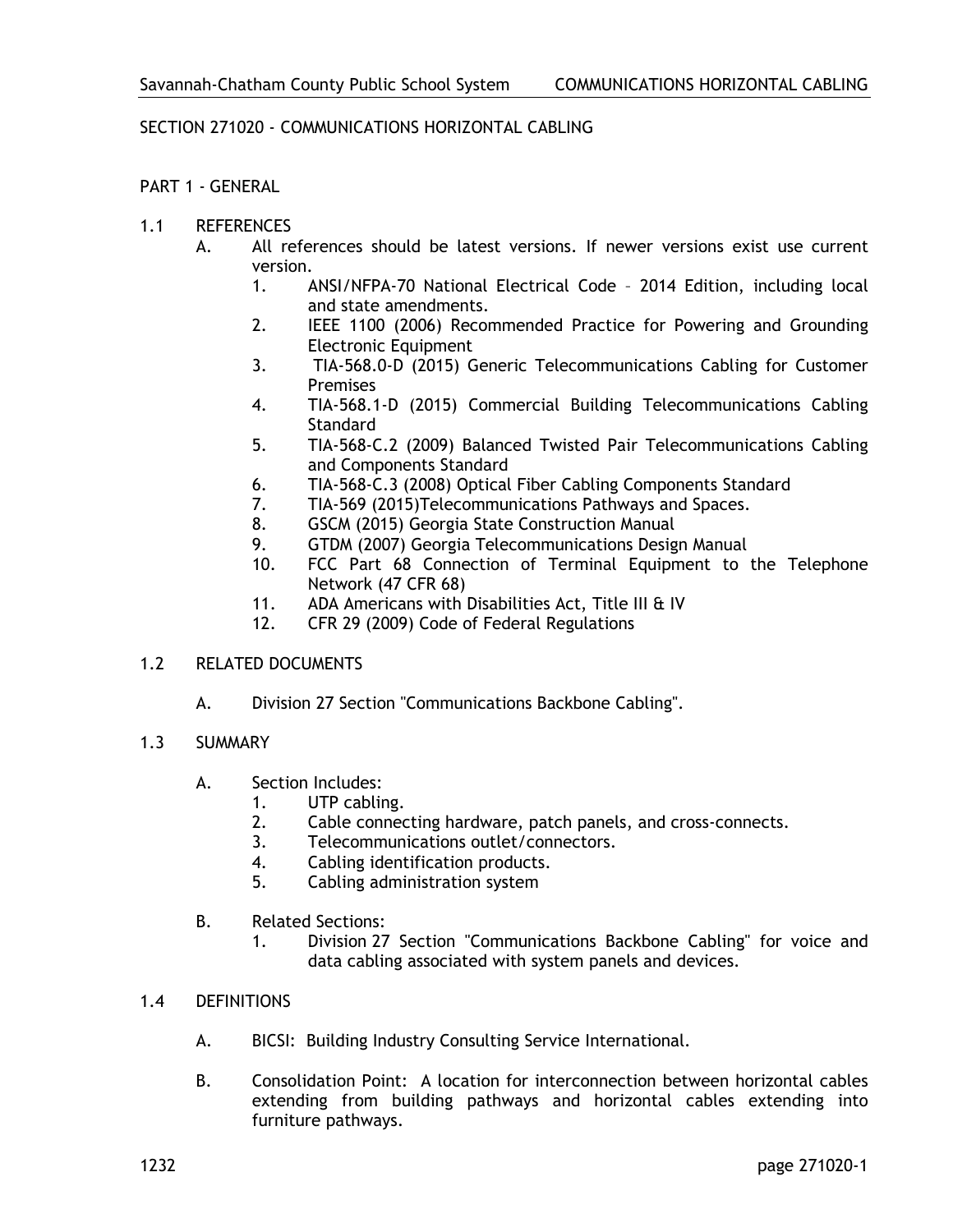# SECTION 271020 - COMMUNICATIONS HORIZONTAL CABLING

## PART 1 - GENERAL

### 1.1 REFERENCES

A. All references should be latest versions. If newer versions exist use current version.

1. ANSI/NFPA-70 National Electrical Code – 2014 Edition, including local and state amendments.
2. IEEE 1100 (2006) Recommended Practice for Powering and Grounding Electronic Equipment
3. TIA-568.0-D (2015) Generic Telecommunications Cabling for Customer Premises
4. TIA-568.1-D (2015) Commercial Building Telecommunications Cabling Standard
5. TIA-568-C.2 (2009) Balanced Twisted Pair Telecommunications Cabling and Components Standard
6. TIA-568-C.3 (2008) Optical Fiber Cabling Components Standard
7. TIA-569 (2015)Telecommunications Pathways and Spaces.
8. GSCM (2015) Georgia State Construction Manual
9. GTDM (2007) Georgia Telecommunications Design Manual
10. FCC Part 68 Connection of Terminal Equipment to the Telephone Network (47 CFR 68)
11. ADA Americans with Disabilities Act, Title III & IV
12. CFR 29 (2009) Code of Federal Regulations

### 1.2 RELATED DOCUMENTS

A. Division 27 Section "Communications Backbone Cabling".

### 1.3 SUMMARY

A. Section Includes:

1. UTP cabling.
2. Cable connecting hardware, patch panels, and cross-connects.
3. Telecommunications outlet/connectors.
4. Cabling identification products.
5. Cabling administration system

B. Related Sections:

1. Division 27 Section "Communications Backbone Cabling" for voice and data cabling associated with system panels and devices.

### 1.4 DEFINITIONS

A. BICSI: Building Industry Consulting Service International.

B. Consolidation Point: A location for interconnection between horizontal cables extending from building pathways and horizontal cables extending into furniture pathways.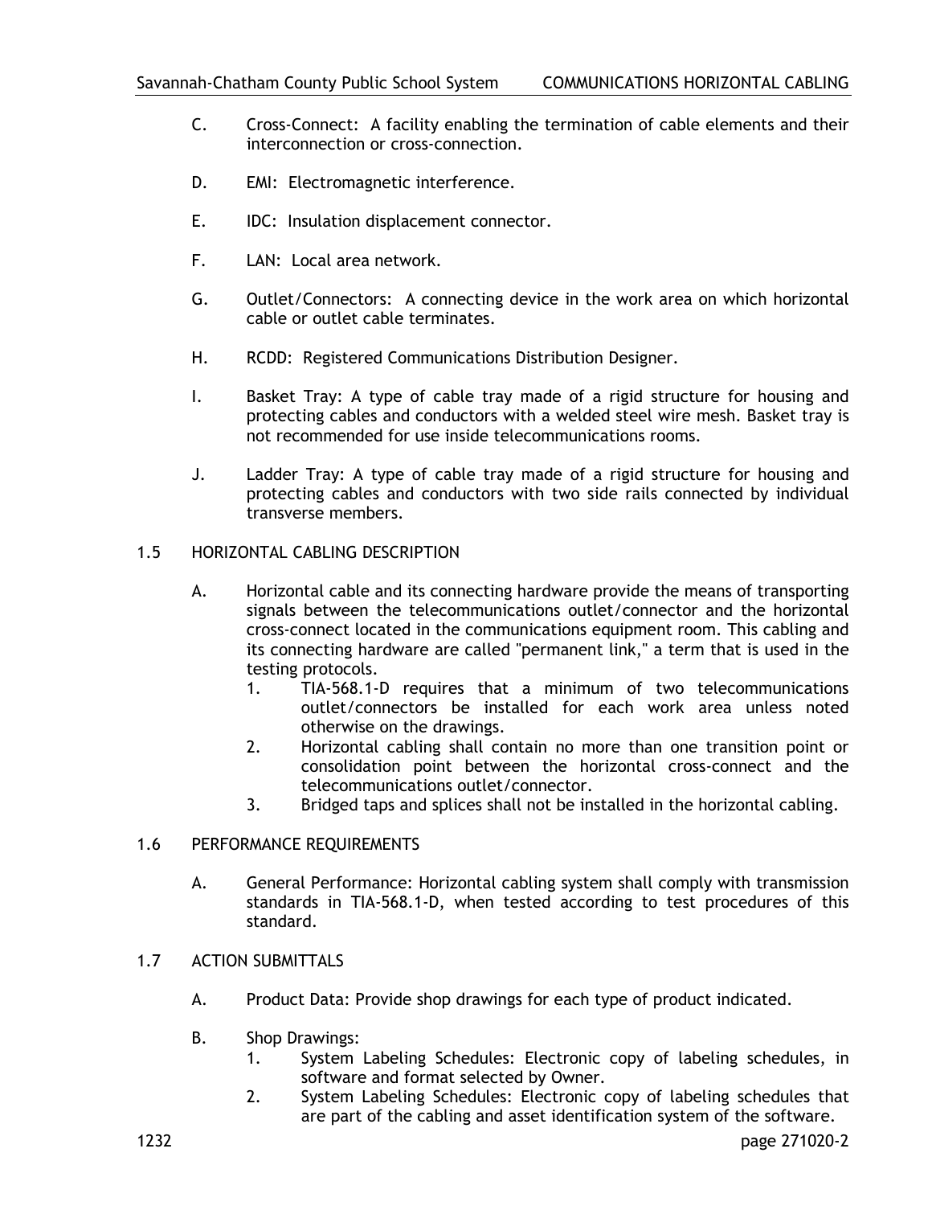C. Cross-Connect: A facility enabling the termination of cable elements and their interconnection or cross-connection.

D. EMI: Electromagnetic interference.

E. IDC: Insulation displacement connector.

F. LAN: Local area network.

G. Outlet/Connectors: A connecting device in the work area on which horizontal cable or outlet cable terminates.

H. RCDD: Registered Communications Distribution Designer.

I. Basket Tray: A type of cable tray made of a rigid structure for housing and protecting cables and conductors with a welded steel wire mesh. Basket tray is not recommended for use inside telecommunications rooms.

J. Ladder Tray: A type of cable tray made of a rigid structure for housing and protecting cables and conductors with two side rails connected by individual transverse members.

## 1.5 HORIZONTAL CABLING DESCRIPTION

A. Horizontal cable and its connecting hardware provide the means of transporting signals between the telecommunications outlet/connector and the horizontal cross-connect located in the communications equipment room. This cabling and its connecting hardware are called "permanent link," a term that is used in the testing protocols.
   1. TIA-568.1-D requires that a minimum of two telecommunications outlet/connectors be installed for each work area unless noted otherwise on the drawings.
   2. Horizontal cabling shall contain no more than one transition point or consolidation point between the horizontal cross-connect and the telecommunications outlet/connector.
   3. Bridged taps and splices shall not be installed in the horizontal cabling.

## 1.6 PERFORMANCE REQUIREMENTS

A. General Performance: Horizontal cabling system shall comply with transmission standards in TIA-568.1-D, when tested according to test procedures of this standard.

## 1.7 ACTION SUBMITTALS

A. Product Data: Provide shop drawings for each type of product indicated.

B. Shop Drawings:
   1. System Labeling Schedules: Electronic copy of labeling schedules, in software and format selected by Owner.
   2. System Labeling Schedules: Electronic copy of labeling schedules that are part of the cabling and asset identification system of the software.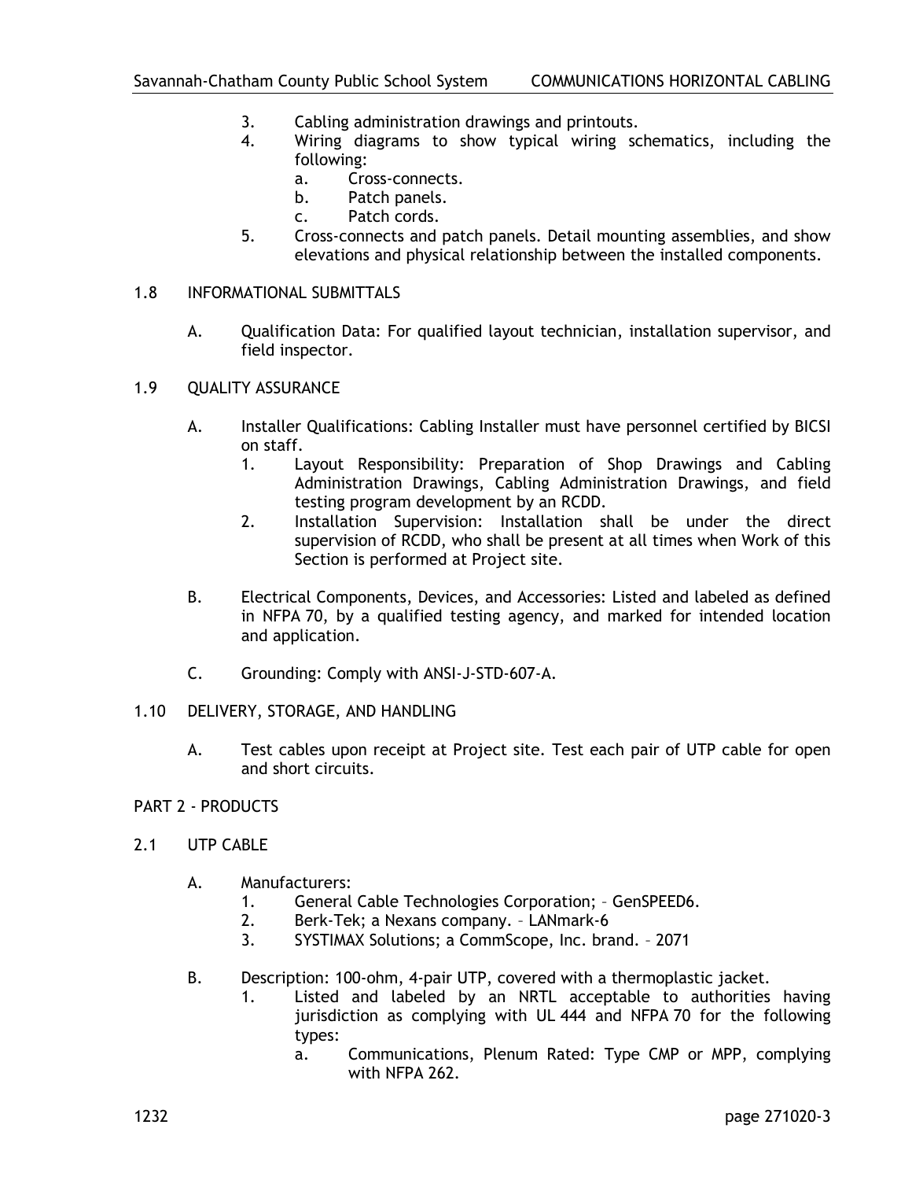3. Cabling administration drawings and printouts.
4. Wiring diagrams to show typical wiring schematics, including the following:
   a. Cross-connects.
   b. Patch panels.
   c. Patch cords.
5. Cross-connects and patch panels. Detail mounting assemblies, and show elevations and physical relationship between the installed components.

## 1.8 INFORMATIONAL SUBMITTALS

A. Qualification Data: For qualified layout technician, installation supervisor, and field inspector.

## 1.9 QUALITY ASSURANCE

A. Installer Qualifications: Cabling Installer must have personnel certified by BICSI on staff.
   1. Layout Responsibility: Preparation of Shop Drawings and Cabling Administration Drawings, Cabling Administration Drawings, and field testing program development by an RCDD.
   2. Installation Supervision: Installation shall be under the direct supervision of RCDD, who shall be present at all times when Work of this Section is performed at Project site.

B. Electrical Components, Devices, and Accessories: Listed and labeled as defined in NFPA 70, by a qualified testing agency, and marked for intended location and application.

C. Grounding: Comply with ANSI-J-STD-607-A.

## 1.10 DELIVERY, STORAGE, AND HANDLING

A. Test cables upon receipt at Project site. Test each pair of UTP cable for open and short circuits.

# PART 2 - PRODUCTS

## 2.1 UTP CABLE

A. Manufacturers:
   1. General Cable Technologies Corporation; – GenSPEED6.
   2. Berk-Tek; a Nexans company. – LANmark-6
   3. SYSTIMAX Solutions; a CommScope, Inc. brand. – 2071

B. Description: 100-ohm, 4-pair UTP, covered with a thermoplastic jacket.
   1. Listed and labeled by an NRTL acceptable to authorities having jurisdiction as complying with UL 444 and NFPA 70 for the following types:
      a. Communications, Plenum Rated: Type CMP or MPP, complying with NFPA 262.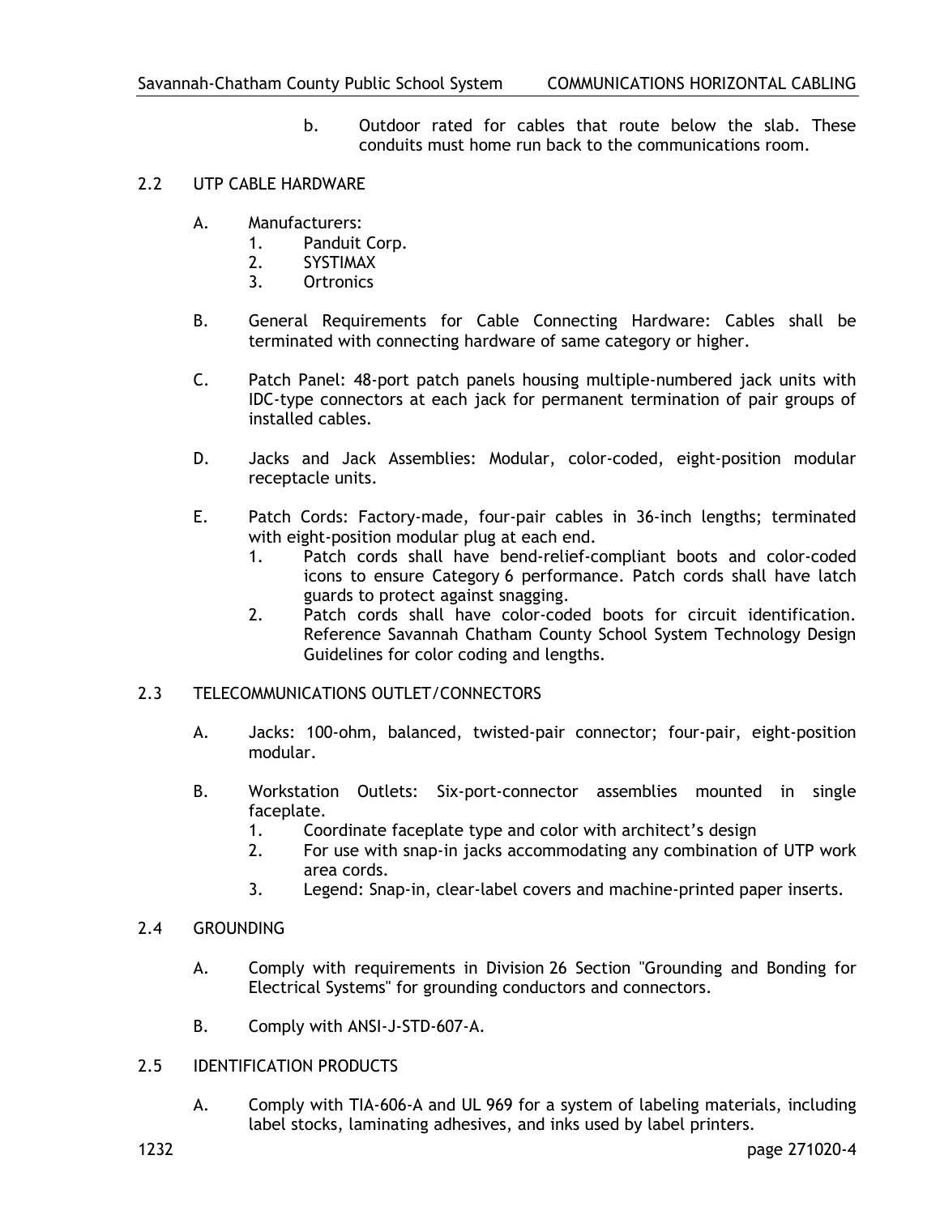b. Outdoor rated for cables that route below the slab. These conduits must home run back to the communications room.

## 2.2 UTP CABLE HARDWARE

A. Manufacturers:
   1. Panduit Corp.
   2. SYSTIMAX
   3. Ortronics

B. General Requirements for Cable Connecting Hardware: Cables shall be terminated with connecting hardware of same category or higher.

C. Patch Panel: 48-port patch panels housing multiple-numbered jack units with IDC-type connectors at each jack for permanent termination of pair groups of installed cables.

D. Jacks and Jack Assemblies: Modular, color-coded, eight-position modular receptacle units.

E. Patch Cords: Factory-made, four-pair cables in 36-inch lengths; terminated with eight-position modular plug at each end.
   1. Patch cords shall have bend-relief-compliant boots and color-coded icons to ensure Category 6 performance. Patch cords shall have latch guards to protect against snagging.
   2. Patch cords shall have color-coded boots for circuit identification. Reference Savannah Chatham County School System Technology Design Guidelines for color coding and lengths.

## 2.3 TELECOMMUNICATIONS OUTLET/CONNECTORS

A. Jacks: 100-ohm, balanced, twisted-pair connector; four-pair, eight-position modular.

B. Workstation Outlets: Six-port-connector assemblies mounted in single faceplate.
   1. Coordinate faceplate type and color with architect's design
   2. For use with snap-in jacks accommodating any combination of UTP work area cords.
   3. Legend: Snap-in, clear-label covers and machine-printed paper inserts.

## 2.4 GROUNDING

A. Comply with requirements in Division 26 Section "Grounding and Bonding for Electrical Systems" for grounding conductors and connectors.

B. Comply with ANSI-J-STD-607-A.

## 2.5 IDENTIFICATION PRODUCTS

A. Comply with TIA-606-A and UL 969 for a system of labeling materials, including label stocks, laminating adhesives, and inks used by label printers.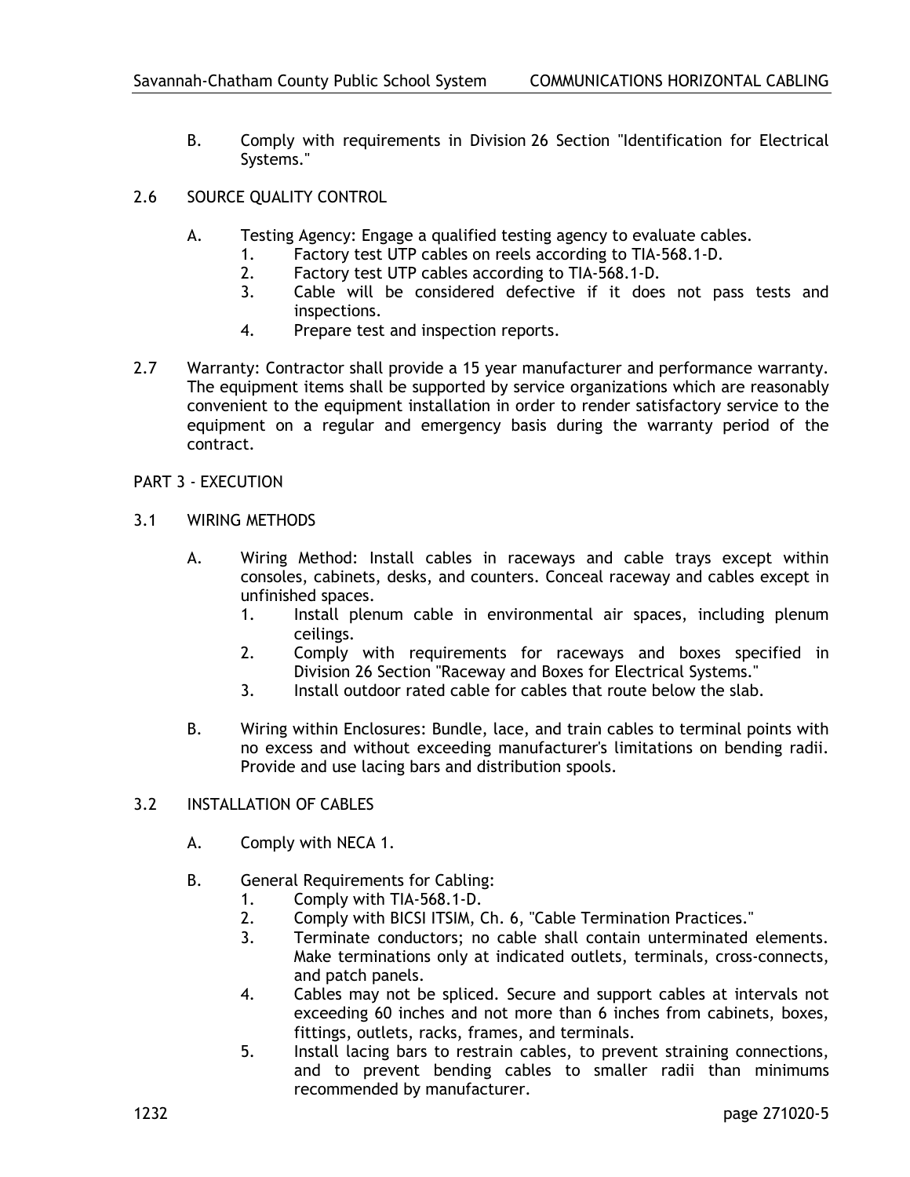B. Comply with requirements in Division 26 Section "Identification for Electrical Systems."

## 2.6 SOURCE QUALITY CONTROL

A. Testing Agency: Engage a qualified testing agency to evaluate cables.
   1. Factory test UTP cables on reels according to TIA-568.1-D.
   2. Factory test UTP cables according to TIA-568.1-D.
   3. Cable will be considered defective if it does not pass tests and inspections.
   4. Prepare test and inspection reports.

## 2.7 Warranty: Contractor shall provide a 15 year manufacturer and performance warranty. The equipment items shall be supported by service organizations which are reasonably convenient to the equipment installation in order to render satisfactory service to the equipment on a regular and emergency basis during the warranty period of the contract.

# PART 3 - EXECUTION

## 3.1 WIRING METHODS

A. Wiring Method: Install cables in raceways and cable trays except within consoles, cabinets, desks, and counters. Conceal raceway and cables except in unfinished spaces.
   1. Install plenum cable in environmental air spaces, including plenum ceilings.
   2. Comply with requirements for raceways and boxes specified in Division 26 Section "Raceway and Boxes for Electrical Systems."
   3. Install outdoor rated cable for cables that route below the slab.

B. Wiring within Enclosures: Bundle, lace, and train cables to terminal points with no excess and without exceeding manufacturer's limitations on bending radii. Provide and use lacing bars and distribution spools.

## 3.2 INSTALLATION OF CABLES

A. Comply with NECA 1.

B. General Requirements for Cabling:
   1. Comply with TIA-568.1-D.
   2. Comply with BICSI ITSIM, Ch. 6, "Cable Termination Practices."
   3. Terminate conductors; no cable shall contain unterminated elements. Make terminations only at indicated outlets, terminals, cross-connects, and patch panels.
   4. Cables may not be spliced. Secure and support cables at intervals not exceeding 60 inches and not more than 6 inches from cabinets, boxes, fittings, outlets, racks, frames, and terminals.
   5. Install lacing bars to restrain cables, to prevent straining connections, and to prevent bending cables to smaller radii than minimums recommended by manufacturer.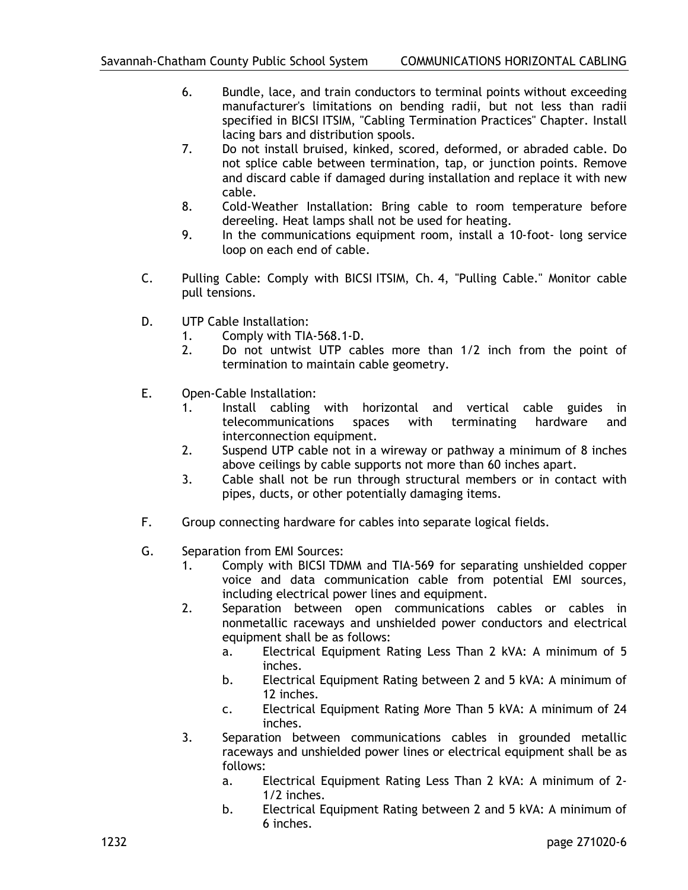6. Bundle, lace, and train conductors to terminal points without exceeding manufacturer's limitations on bending radii, but not less than radii specified in BICSI ITSIM, "Cabling Termination Practices" Chapter. Install lacing bars and distribution spools.
7. Do not install bruised, kinked, scored, deformed, or abraded cable. Do not splice cable between termination, tap, or junction points. Remove and discard cable if damaged during installation and replace it with new cable.
8. Cold-Weather Installation: Bring cable to room temperature before dereeling. Heat lamps shall not be used for heating.
9. In the communications equipment room, install a 10-foot- long service loop on each end of cable.

C. Pulling Cable: Comply with BICSI ITSIM, Ch. 4, "Pulling Cable." Monitor cable pull tensions.

D. UTP Cable Installation:
   1. Comply with TIA-568.1-D.
   2. Do not untwist UTP cables more than 1/2 inch from the point of termination to maintain cable geometry.

E. Open-Cable Installation:
   1. Install cabling with horizontal and vertical cable guides in telecommunications spaces with terminating hardware and interconnection equipment.
   2. Suspend UTP cable not in a wireway or pathway a minimum of 8 inches above ceilings by cable supports not more than 60 inches apart.
   3. Cable shall not be run through structural members or in contact with pipes, ducts, or other potentially damaging items.

F. Group connecting hardware for cables into separate logical fields.

G. Separation from EMI Sources:
   1. Comply with BICSI TDMM and TIA-569 for separating unshielded copper voice and data communication cable from potential EMI sources, including electrical power lines and equipment.
   2. Separation between open communications cables or cables in nonmetallic raceways and unshielded power conductors and electrical equipment shall be as follows:
      a. Electrical Equipment Rating Less Than 2 kVA: A minimum of 5 inches.
      b. Electrical Equipment Rating between 2 and 5 kVA: A minimum of 12 inches.
      c. Electrical Equipment Rating More Than 5 kVA: A minimum of 24 inches.
   3. Separation between communications cables in grounded metallic raceways and unshielded power lines or electrical equipment shall be as follows:
      a. Electrical Equipment Rating Less Than 2 kVA: A minimum of 2-1/2 inches.
      b. Electrical Equipment Rating between 2 and 5 kVA: A minimum of 6 inches.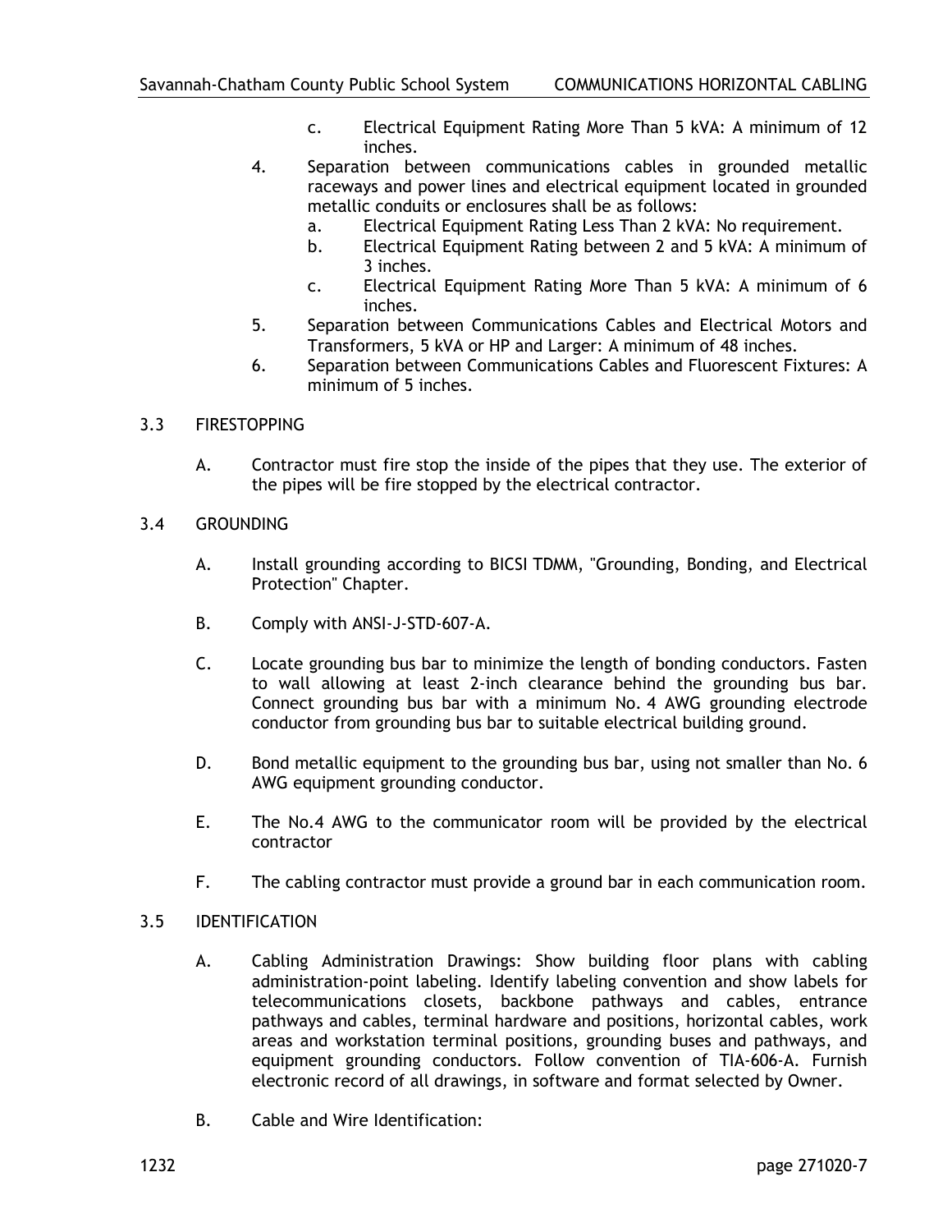c. Electrical Equipment Rating More Than 5 kVA: A minimum of 12 inches.

4. Separation between communications cables in grounded metallic raceways and power lines and electrical equipment located in grounded metallic conduits or enclosures shall be as follows:
   a. Electrical Equipment Rating Less Than 2 kVA: No requirement.
   b. Electrical Equipment Rating between 2 and 5 kVA: A minimum of 3 inches.
   c. Electrical Equipment Rating More Than 5 kVA: A minimum of 6 inches.
5. Separation between Communications Cables and Electrical Motors and Transformers, 5 kVA or HP and Larger: A minimum of 48 inches.
6. Separation between Communications Cables and Fluorescent Fixtures: A minimum of 5 inches.

## 3.3 FIRESTOPPING

A. Contractor must fire stop the inside of the pipes that they use. The exterior of the pipes will be fire stopped by the electrical contractor.

## 3.4 GROUNDING

A. Install grounding according to BICSI TDMM, "Grounding, Bonding, and Electrical Protection" Chapter.

B. Comply with ANSI-J-STD-607-A.

C. Locate grounding bus bar to minimize the length of bonding conductors. Fasten to wall allowing at least 2-inch clearance behind the grounding bus bar. Connect grounding bus bar with a minimum No. 4 AWG grounding electrode conductor from grounding bus bar to suitable electrical building ground.

D. Bond metallic equipment to the grounding bus bar, using not smaller than No. 6 AWG equipment grounding conductor.

E. The No.4 AWG to the communicator room will be provided by the electrical contractor

F. The cabling contractor must provide a ground bar in each communication room.

## 3.5 IDENTIFICATION

A. Cabling Administration Drawings: Show building floor plans with cabling administration-point labeling. Identify labeling convention and show labels for telecommunications closets, backbone pathways and cables, entrance pathways and cables, terminal hardware and positions, horizontal cables, work areas and workstation terminal positions, grounding buses and pathways, and equipment grounding conductors. Follow convention of TIA-606-A. Furnish electronic record of all drawings, in software and format selected by Owner.

B. Cable and Wire Identification: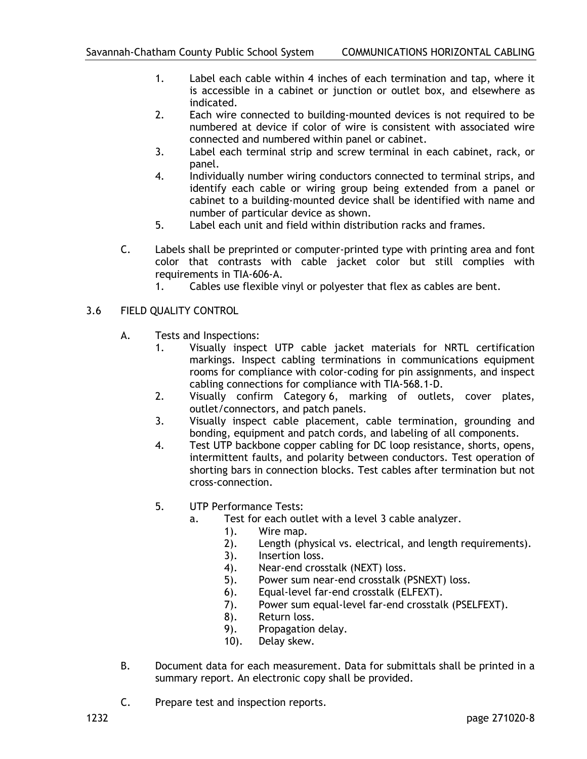1. Label each cable within 4 inches of each termination and tap, where it is accessible in a cabinet or junction or outlet box, and elsewhere as indicated.
2. Each wire connected to building-mounted devices is not required to be numbered at device if color of wire is consistent with associated wire connected and numbered within panel or cabinet.
3. Label each terminal strip and screw terminal in each cabinet, rack, or panel.
4. Individually number wiring conductors connected to terminal strips, and identify each cable or wiring group being extended from a panel or cabinet to a building-mounted device shall be identified with name and number of particular device as shown.
5. Label each unit and field within distribution racks and frames.

C. Labels shall be preprinted or computer-printed type with printing area and font color that contrasts with cable jacket color but still complies with requirements in TIA-606-A.
   1. Cables use flexible vinyl or polyester that flex as cables are bent.

## 3.6 FIELD QUALITY CONTROL

A. Tests and Inspections:
   1. Visually inspect UTP cable jacket materials for NRTL certification markings. Inspect cabling terminations in communications equipment rooms for compliance with color-coding for pin assignments, and inspect cabling connections for compliance with TIA-568.1-D.
   2. Visually confirm Category 6, marking of outlets, cover plates, outlet/connectors, and patch panels.
   3. Visually inspect cable placement, cable termination, grounding and bonding, equipment and patch cords, and labeling of all components.
   4. Test UTP backbone copper cabling for DC loop resistance, shorts, opens, intermittent faults, and polarity between conductors. Test operation of shorting bars in connection blocks. Test cables after termination but not cross-connection.
   5. UTP Performance Tests:
      a. Test for each outlet with a level 3 cable analyzer.
         1). Wire map.
         2). Length (physical vs. electrical, and length requirements).
         3). Insertion loss.
         4). Near-end crosstalk (NEXT) loss.
         5). Power sum near-end crosstalk (PSNEXT) loss.
         6). Equal-level far-end crosstalk (ELFEXT).
         7). Power sum equal-level far-end crosstalk (PSELFEXT).
         8). Return loss.
         9). Propagation delay.
         10). Delay skew.

B. Document data for each measurement. Data for submittals shall be printed in a summary report. An electronic copy shall be provided.

C. Prepare test and inspection reports.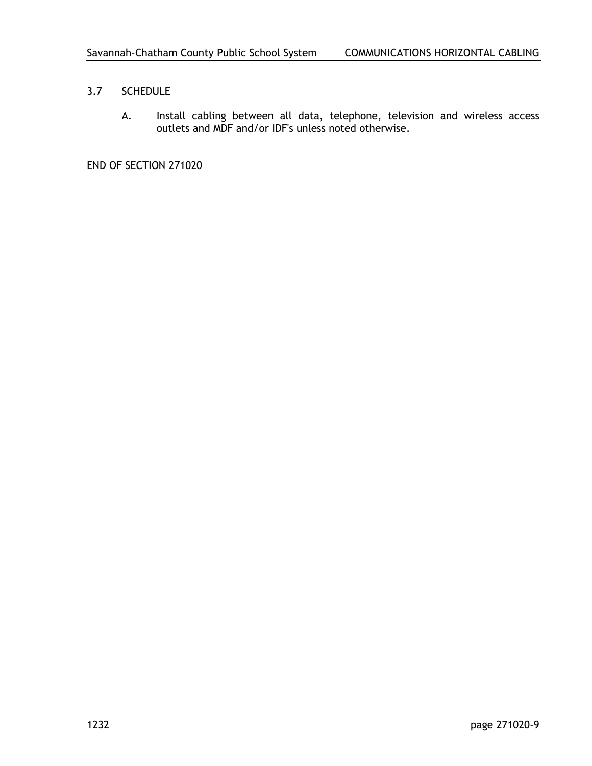## 3.7 SCHEDULE

A. Install cabling between all data, telephone, television and wireless access outlets and MDF and/or IDF's unless noted otherwise.

END OF SECTION 271020